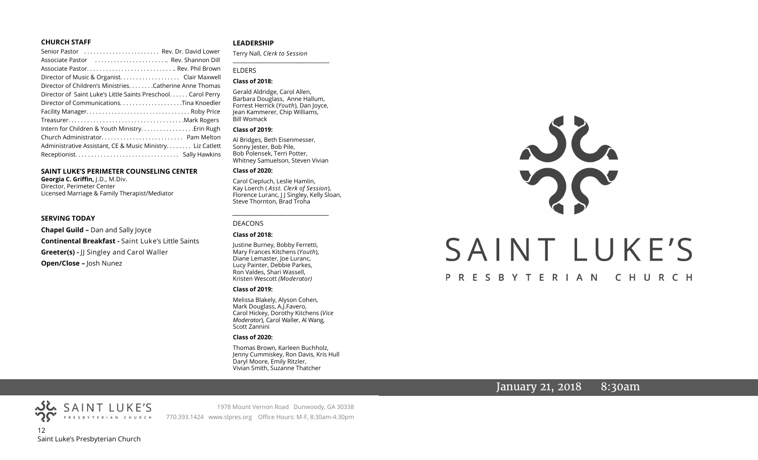## CHURCH STAFF

Senior Pastor . . . . . . . . . . . . . . . . . . . . . . . Rev. Dr. David Lower
Associate Pastor . . . . . . . . . . . . . . . . . . . . . .. Rev. Shannon Dill
Associate Pastor. . . . . . . . . . . . . . . . . . . . . . . . . . .. Rev. Phil Brown
Director of Music & Organist. . . . . . . . . . . . . . . . . . Clair Maxwell
Director of Children's Ministries. . . . . . . .Catherine Anne Thomas
Director of Saint Luke's Little Saints Preschool. . . . . . Carol Perry
Director of Communications. . . . . . . . . . . . . . . . . . . .Tina Knoedler
Facility Manager. . . . . . . . . . . . . . . . . . . . . . . . . . . . . . . . Roby Price
Treasurer. . . . . . . . . . . . . . . . . . . . . . . . . . . . . . . . . . . .Mark Rogers
Intern for Children & Youth Ministry. . . . . . . . . . . . . . . . .Erin Rugh
Church Administrator. . . . . . . . . . . . . . . . . . . . . . . . . Pam Melton
Administrative Assistant, CE & Music Ministry. . . . . . . . Liz Catlett
Receptionist. . . . . . . . . . . . . . . . . . . . . . . . . . . . . . . . Sally Hawkins

## SAINT LUKE'S PERIMETER COUNSELING CENTER

**Georgia C. Griffin,** J.D., M.Div.
Director, Perimeter Center
Licensed Marriage & Family Therapist/Mediator

## SERVING TODAY

**Chapel Guild –** Dan and Sally Joyce
**Continental Breakfast -** Saint Luke's Little Saints
**Greeter(s) -** JJ Singley and Carol Waller
**Open/Close –** Josh Nunez

## LEADERSHIP

Terry Nall, *Clerk to Session*

### ELDERS

**Class of 2018:**

Gerald Aldridge, Carol Allen, Barbara Douglass, Anne Hallum, Forrest Herrick (*Youth*), Dan Joyce, Jean Kammerer, Chip Williams, Bill Womack

**Class of 2019:**

Al Bridges, Beth Eisenmesser, Sonny Jester, Bob Pile, Bob Polensek, Terri Potter, Whitney Samuelson, Steven Vivian

**Class of 2020:**

Carol Ciepluch, Leslie Hamlin, Kay Loerch ( *Asst. Clerk of Session*), Florence Luranc, J J Singley, Kelly Sloan, Steve Thornton, Brad Troha

### DEACONS

**Class of 2018:**

Justine Burney, Bobby Ferretti, Mary Frances Kitchens (*Youth*), Diane Lemaster, Joe Luranc, Lucy Painter, Debbie Parkes, Ron Valdes, Shari Wassell, Kristen Wescott *(Moderator)*

**Class of 2019:**

Melissa Blakely, Alyson Cohen, Mark Douglass, A.J.Favero, Carol Hickey, Dorothy Kitchens (*Vice Moderator*), Carol Waller, Al Wang, Scott Zannini

**Class of 2020:**

Thomas Brown, Karleen Buchholz, Jenny Cummiskey, Ron Davis, Kris Hull, Daryl Moore, Emily Ritzler, Vivian Smith, Suzanne Thatcher

# SAINT LUKE'S
PRESBYTERIAN CHURCH

January 21, 2018 8:30am

SAINT LUKE'S PRESBYTERIAN CHURCH

1978 Mount Vernon Road Dunwoody, GA 30338
770.393.1424 www.slpres.org Office Hours: M-F, 8:30am-4:30pm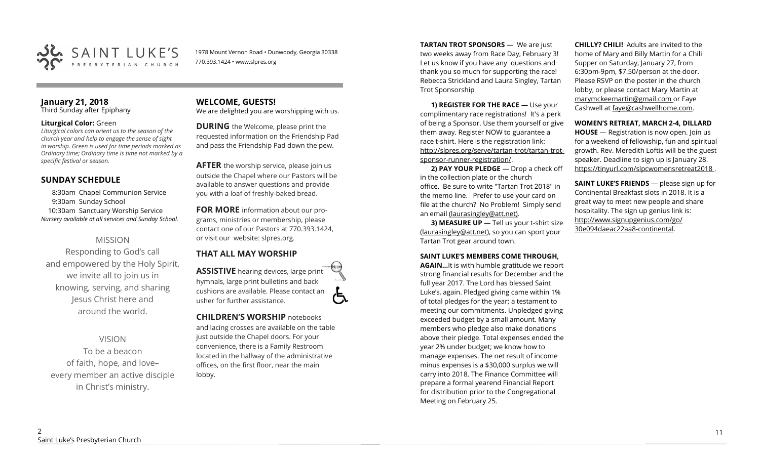SAINT LUKE'S PRESBYTERIAN CHURCH

1978 Mount Vernon Road • Dunwoody, Georgia 30338
770.393.1424 • www.slpres.org

## January 21, 2018
Third Sunday after Epiphany

**Liturgical Color:** Green

*Liturgical colors can orient us to the season of the church year and help to engage the sense of sight in worship. Green is used for time periods marked as Ordinary time; Ordinary time is time not marked by a specific festival or season.*

## SUNDAY SCHEDULE

8:30am Chapel Communion Service
9:30am Sunday School
10:30am Sanctuary Worship Service
*Nursery available at all services and Sunday School.*

MISSION

Responding to God's call and empowered by the Holy Spirit, we invite all to join us in knowing, serving, and sharing Jesus Christ here and around the world.

VISION

To be a beacon of faith, hope, and love– every member an active disciple in Christ's ministry.

## WELCOME, GUESTS!
We are delighted you are worshipping with us.

**DURING** the Welcome, please print the requested information on the Friendship Pad and pass the Friendship Pad down the pew.

**AFTER** the worship service, please join us outside the Chapel where our Pastors will be available to answer questions and provide you with a loaf of freshly-baked bread.

**FOR MORE** information about our programs, ministries or membership, please contact one of our Pastors at 770.393.1424, or visit our website: slpres.org.

## THAT ALL MAY WORSHIP

**ASSISTIVE** hearing devices, large print hymnals, large print bulletins and back cushions are available. Please contact an usher for further assistance.

**CHILDREN'S WORSHIP** notebooks and lacing crosses are available on the table just outside the Chapel doors. For your convenience, there is a Family Restroom located in the hallway of the administrative offices, on the first floor, near the main lobby.

**TARTAN TROT SPONSORS** — We are just two weeks away from Race Day, February 3! Let us know if you have any questions and thank you so much for supporting the race! Rebecca Strickland and Laura Singley, Tartan Trot Sponsorship

**1) REGISTER FOR THE RACE** — Use your complimentary race registrations! It's a perk of being a Sponsor. Use them yourself or give them away. Register NOW to guarantee a race t-shirt. Here is the registration link: http://slpres.org/serve/tartan-trot/tartan-trot-sponsor-runner-registration/.

**2) PAY YOUR PLEDGE** — Drop a check off in the collection plate or the church office. Be sure to write "Tartan Trot 2018" in the memo line. Prefer to use your card on file at the church? No Problem! Simply send an email (laurasingley@att.net).

**3) MEASURE UP** — Tell us your t-shirt size (laurasingley@att.net), so you can sport your Tartan Trot gear around town.

**SAINT LUKE'S MEMBERS COME THROUGH, AGAIN…**It is with humble gratitude we report strong financial results for December and the full year 2017. The Lord has blessed Saint Luke's, again. Pledged giving came within 1% of total pledges for the year; a testament to meeting our commitments. Unpledged giving exceeded budget by a small amount. Many members who pledge also make donations above their pledge. Total expenses ended the year 2% under budget; we know how to manage expenses. The net result of income minus expenses is a $30,000 surplus we will carry into 2018. The Finance Committee will prepare a formal yearend Financial Report for distribution prior to the Congregational Meeting on February 25.

**CHILLY? CHILI!** Adults are invited to the home of Mary and Billy Martin for a Chili Supper on Saturday, January 27, from 6:30pm-9pm, $7.50/person at the door. Please RSVP on the poster in the church lobby, or please contact Mary Martin at marymckeemartin@gmail.com or Faye Cashwell at faye@cashwellhome.com.

**WOMEN'S RETREAT, MARCH 2-4, DILLARD HOUSE** — Registration is now open. Join us for a weekend of fellowship, fun and spiritual growth. Rev. Meredith Loftis will be the guest speaker. Deadline to sign up is January 28. https://tinyurl.com/slpcwomensretreat2018 .

**SAINT LUKE'S FRIENDS** — please sign up for Continental Breakfast slots in 2018. It is a great way to meet new people and share hospitality. The sign up genius link is: http://www.signupgenius.com/go/30e094daeac22aa8-continental.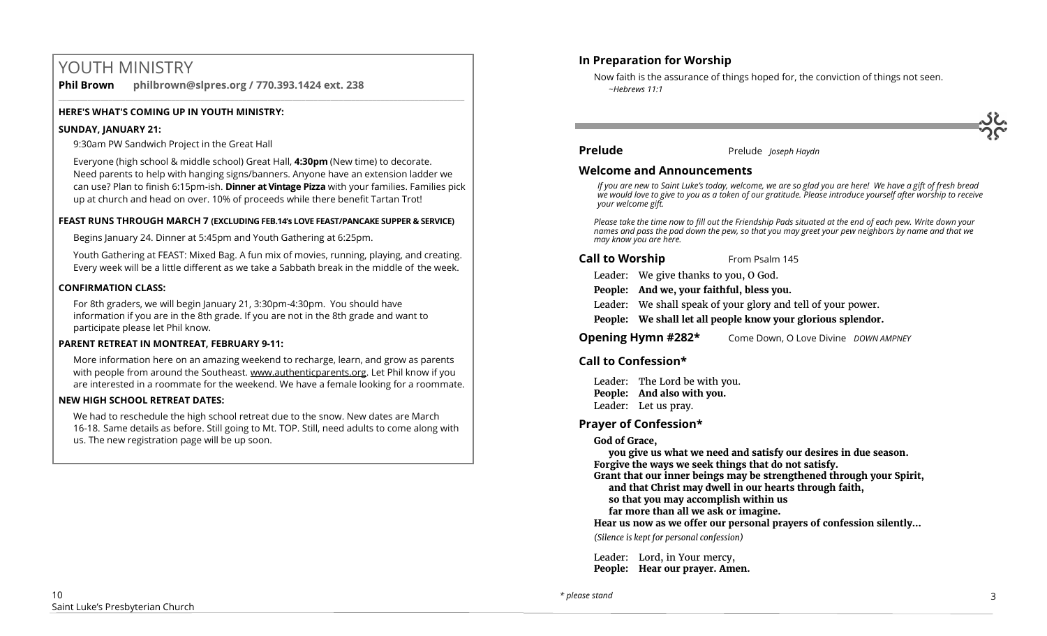# YOUTH MINISTRY

**Phil Brown philbrown@slpres.org / 770.393.1424 ext. 238**

**HERE'S WHAT'S COMING UP IN YOUTH MINISTRY:**

**SUNDAY, JANUARY 21:**

9:30am PW Sandwich Project in the Great Hall

Everyone (high school & middle school) Great Hall, **4:30pm** (New time) to decorate. Need parents to help with hanging signs/banners. Anyone have an extension ladder we can use? Plan to finish 6:15pm-ish. **Dinner at Vintage Pizza** with your families. Families pick up at church and head on over. 10% of proceeds while there benefit Tartan Trot!

**FEAST RUNS THROUGH MARCH 7 (EXCLUDING FEB.14's LOVE FEAST/PANCAKE SUPPER & SERVICE)**

Begins January 24. Dinner at 5:45pm and Youth Gathering at 6:25pm.

Youth Gathering at FEAST: Mixed Bag. A fun mix of movies, running, playing, and creating. Every week will be a little different as we take a Sabbath break in the middle of the week.

**CONFIRMATION CLASS:**

For 8th graders, we will begin January 21, 3:30pm-4:30pm. You should have information if you are in the 8th grade. If you are not in the 8th grade and want to participate please let Phil know.

**PARENT RETREAT IN MONTREAT, FEBRUARY 9-11:**

More information here on an amazing weekend to recharge, learn, and grow as parents with people from around the Southeast. www.authenticparents.org. Let Phil know if you are interested in a roommate for the weekend. We have a female looking for a roommate.

**NEW HIGH SCHOOL RETREAT DATES:**

We had to reschedule the high school retreat due to the snow. New dates are March 16-18. Same details as before. Still going to Mt. TOP. Still, need adults to come along with us. The new registration page will be up soon.

## In Preparation for Worship

Now faith is the assurance of things hoped for, the conviction of things not seen.
*~Hebrews 11:1*

**Prelude** Prelude *Joseph Haydn*

## Welcome and Announcements

*If you are new to Saint Luke's today, welcome, we are so glad you are here! We have a gift of fresh bread we would love to give to you as a token of our gratitude. Please introduce yourself after worship to receive your welcome gift.*

*Please take the time now to fill out the Friendship Pads situated at the end of each pew. Write down your names and pass the pad down the pew, so that you may greet your pew neighbors by name and that we may know you are here.*

**Call to Worship** From Psalm 145

Leader: We give thanks to you, O God.
**People: And we, your faithful, bless you.**
Leader: We shall speak of your glory and tell of your power.
**People: We shall let all people know your glorious splendor.**

**Opening Hymn #282*** Come Down, O Love Divine *DOWN AMPNEY*

## Call to Confession*

Leader: The Lord be with you.
**People: And also with you.**
Leader: Let us pray.

## Prayer of Confession*

**God of Grace,**
**you give us what we need and satisfy our desires in due season.**
**Forgive the ways we seek things that do not satisfy.**
**Grant that our inner beings may be strengthened through your Spirit,**
**and that Christ may dwell in our hearts through faith,**
**so that you may accomplish within us**
**far more than all we ask or imagine.**
**Hear us now as we offer our personal prayers of confession silently...**

*(Silence is kept for personal confession)*

Leader: Lord, in Your mercy,
**People: Hear our prayer. Amen.**

*\* please stand*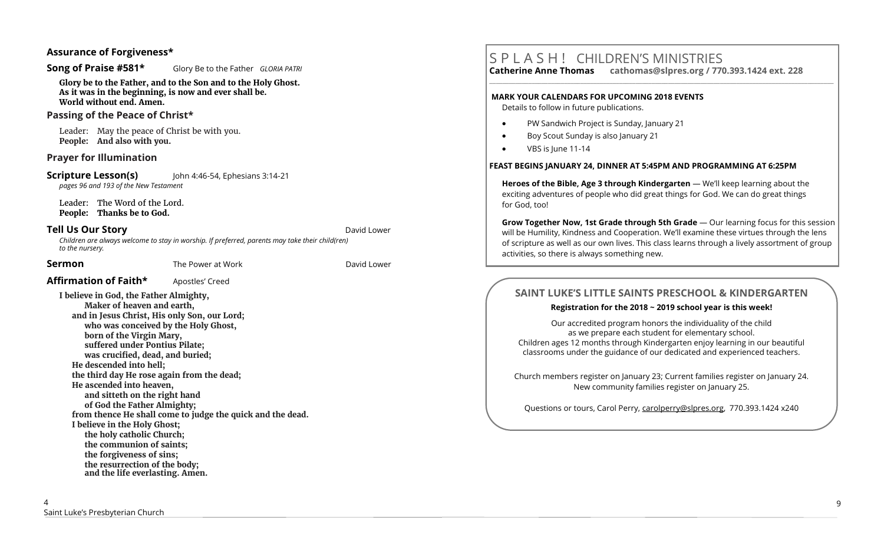### Assurance of Forgiveness*

### Song of Praise #581* Glory Be to the Father *GLORIA PATRI*

**Glory be to the Father, and to the Son and to the Holy Ghost.**
**As it was in the beginning, is now and ever shall be.**
**World without end. Amen.**

### Passing of the Peace of Christ*

Leader: May the peace of Christ be with you.
**People: And also with you.**

### Prayer for Illumination

### Scripture Lesson(s) John 4:46-54, Ephesians 3:14-21

*pages 96 and 193 of the New Testament*

Leader: The Word of the Lord.
**People: Thanks be to God.**

### Tell Us Our Story David Lower

*Children are always welcome to stay in worship. If preferred, parents may take their child(ren) to the nursery.*

### Sermon The Power at Work David Lower

### Affirmation of Faith* Apostles' Creed

**I believe in God, the Father Almighty,**
**Maker of heaven and earth,**
**and in Jesus Christ, His only Son, our Lord;**
**who was conceived by the Holy Ghost,**
**born of the Virgin Mary,**
**suffered under Pontius Pilate;**
**was crucified, dead, and buried;**
**He descended into hell;**
**the third day He rose again from the dead;**
**He ascended into heaven,**
**and sitteth on the right hand**
**of God the Father Almighty;**
**from thence He shall come to judge the quick and the dead.**
**I believe in the Holy Ghost;**
**the holy catholic Church;**
**the communion of saints;**
**the forgiveness of sins;**
**the resurrection of the body;**
**and the life everlasting. Amen.**

## SPLASH! CHILDREN'S MINISTRIES

**Catherine Anne Thomas cathomas@slpres.org / 770.393.1424 ext. 228**

**MARK YOUR CALENDARS FOR UPCOMING 2018 EVENTS**

Details to follow in future publications.

- PW Sandwich Project is Sunday, January 21
- Boy Scout Sunday is also January 21
- VBS is June 11-14

**FEAST BEGINS JANUARY 24, DINNER AT 5:45PM AND PROGRAMMING AT 6:25PM**

**Heroes of the Bible, Age 3 through Kindergarten** — We'll keep learning about the exciting adventures of people who did great things for God. We can do great things for God, too!

**Grow Together Now, 1st Grade through 5th Grade** — Our learning focus for this session will be Humility, Kindness and Cooperation. We'll examine these virtues through the lens of scripture as well as our own lives. This class learns through a lively assortment of group activities, so there is always something new.

## SAINT LUKE'S LITTLE SAINTS PRESCHOOL & KINDERGARTEN

**Registration for the 2018 ~ 2019 school year is this week!**

Our accredited program honors the individuality of the child as we prepare each student for elementary school. Children ages 12 months through Kindergarten enjoy learning in our beautiful classrooms under the guidance of our dedicated and experienced teachers.

Church members register on January 23; Current families register on January 24. New community families register on January 25.

Questions or tours, Carol Perry, carolperry@slpres.org, 770.393.1424 x240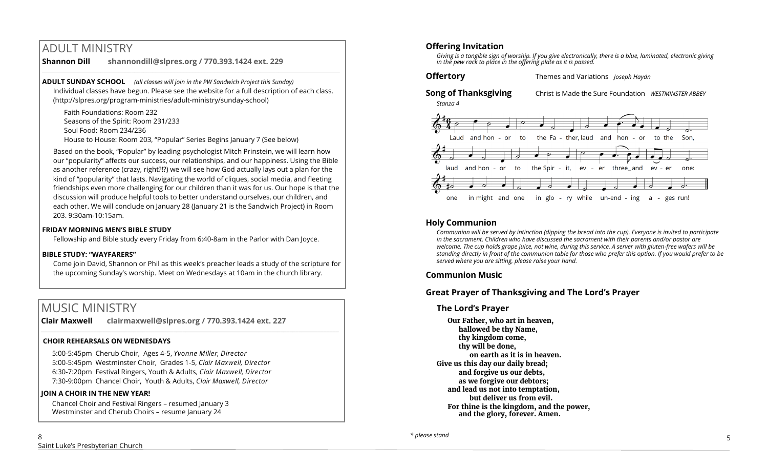# ADULT MINISTRY

**Shannon Dill** **shannondill@slpres.org / 770.393.1424 ext. 229**

**ADULT SUNDAY SCHOOL** *(all classes will join in the PW Sandwich Project this Sunday)*

Individual classes have begun. Please see the website for a full description of each class. (http://slpres.org/program-ministries/adult-ministry/sunday-school)

Faith Foundations: Room 232
Seasons of the Spirit: Room 231/233
Soul Food: Room 234/236
House to House: Room 203, "Popular" Series Begins January 7 (See below)

Based on the book, "Popular" by leading psychologist Mitch Prinstein, we will learn how our "popularity" affects our success, our relationships, and our happiness. Using the Bible as another reference (crazy, right?!?) we will see how God actually lays out a plan for the kind of "popularity" that lasts. Navigating the world of cliques, social media, and fleeting friendships even more challenging for our children than it was for us. Our hope is that the discussion will produce helpful tools to better understand ourselves, our children, and each other. We will conclude on January 28 (January 21 is the Sandwich Project) in Room 203. 9:30am-10:15am.

**FRIDAY MORNING MEN'S BIBLE STUDY**

Fellowship and Bible study every Friday from 6:40-8am in the Parlor with Dan Joyce.

**BIBLE STUDY: "WAYFARERS"**

Come join David, Shannon or Phil as this week's preacher leads a study of the scripture for the upcoming Sunday's worship. Meet on Wednesdays at 10am in the church library.

# MUSIC MINISTRY

**Clair Maxwell** **clairmaxwell@slpres.org / 770.393.1424 ext. 227**

**CHOIR REHEARSALS ON WEDNESDAYS**

5:00-5:45pm Cherub Choir, Ages 4-5, *Yvonne Miller, Director*
5:00-5:45pm Westminster Choir, Grades 1-5, *Clair Maxwell, Director*
6:30-7:20pm Festival Ringers, Youth & Adults, *Clair Maxwell, Director*
7:30-9:00pm Chancel Choir, Youth & Adults, *Clair Maxwell, Director*

**JOIN A CHOIR IN THE NEW YEAR!**

Chancel Choir and Festival Ringers – resumed January 3
Westminster and Cherub Choirs – resume January 24

## Offering Invitation

*Giving is a tangible sign of worship. If you give electronically, there is a blue, laminated, electronic giving in the pew rack to place in the offering plate as it is passed.*

**Offertory** Themes and Variations *Joseph Haydn*

**Song of Thanksgiving** Christ is Made the Sure Foundation *WESTMINSTER ABBEY*

*Stanza 4*

Laud and honor to the Father, laud and honor to the Son,
laud and honor to the Spirit, ever three and ever one:
one in might and one in glory while unending ages run!

## Holy Communion

*Communion will be served by intinction (dipping the bread into the cup). Everyone is invited to participate in the sacrament. Children who have discussed the sacrament with their parents and/or pastor are welcome. The cup holds grape juice, not wine, during this service. A server with gluten-free wafers will be standing directly in front of the communion table for those who prefer this option. If you would prefer to be served where you are sitting, please raise your hand.*

## Communion Music

## Great Prayer of Thanksgiving and The Lord's Prayer

### The Lord's Prayer

**Our Father, who art in heaven,
hallowed be thy Name,
thy kingdom come,
thy will be done,
on earth as it is in heaven.
Give us this day our daily bread;
and forgive us our debts,
as we forgive our debtors;
and lead us not into temptation,
but deliver us from evil.
For thine is the kingdom, and the power,
and the glory, forever. Amen.**

*\* please stand*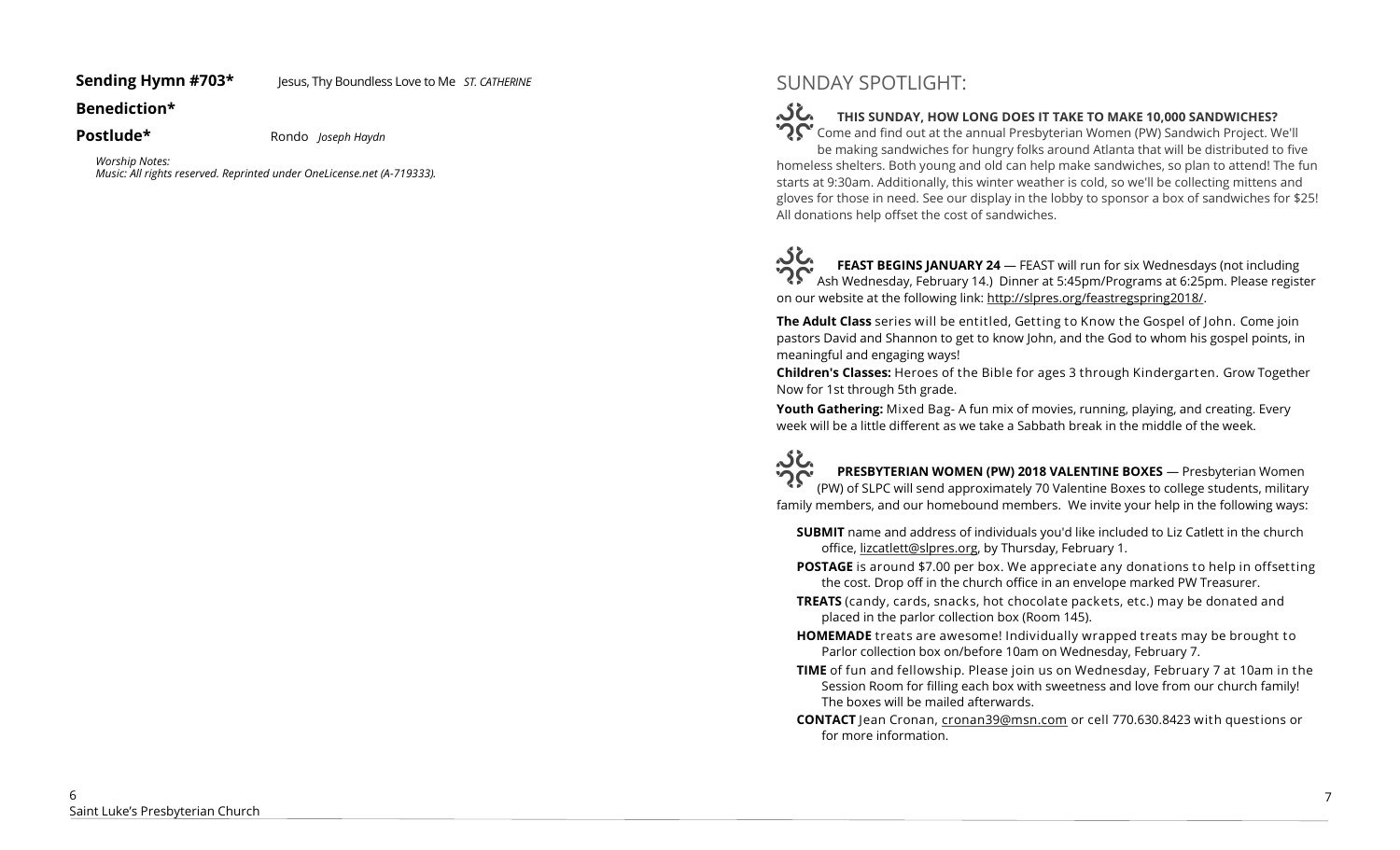**Sending Hymn #703*** Jesus, Thy Boundless Love to Me *ST. CATHERINE*

**Benediction***

**Postlude*** Rondo *Joseph Haydn*

*Worship Notes:*
*Music: All rights reserved. Reprinted under OneLicense.net (A-719333).*

## SUNDAY SPOTLIGHT:

**THIS SUNDAY, HOW LONG DOES IT TAKE TO MAKE 10,000 SANDWICHES?** Come and find out at the annual Presbyterian Women (PW) Sandwich Project. We'll be making sandwiches for hungry folks around Atlanta that will be distributed to five homeless shelters. Both young and old can help make sandwiches, so plan to attend! The fun starts at 9:30am. Additionally, this winter weather is cold, so we'll be collecting mittens and gloves for those in need. See our display in the lobby to sponsor a box of sandwiches for $25! All donations help offset the cost of sandwiches.

**FEAST BEGINS JANUARY 24** — FEAST will run for six Wednesdays (not including Ash Wednesday, February 14.) Dinner at 5:45pm/Programs at 6:25pm. Please register on our website at the following link: http://slpres.org/feastregspring2018/.

**The Adult Class** series will be entitled, Getting to Know the Gospel of John. Come join pastors David and Shannon to get to know John, and the God to whom his gospel points, in meaningful and engaging ways!

**Children's Classes:** Heroes of the Bible for ages 3 through Kindergarten. Grow Together Now for 1st through 5th grade.

**Youth Gathering:** Mixed Bag- A fun mix of movies, running, playing, and creating. Every week will be a little different as we take a Sabbath break in the middle of the week.

**PRESBYTERIAN WOMEN (PW) 2018 VALENTINE BOXES** — Presbyterian Women (PW) of SLPC will send approximately 70 Valentine Boxes to college students, military family members, and our homebound members. We invite your help in the following ways:

- **SUBMIT** name and address of individuals you'd like included to Liz Catlett in the church office, lizcatlett@slpres.org, by Thursday, February 1.
- **POSTAGE** is around $7.00 per box. We appreciate any donations to help in offsetting the cost. Drop off in the church office in an envelope marked PW Treasurer.
- **TREATS** (candy, cards, snacks, hot chocolate packets, etc.) may be donated and placed in the parlor collection box (Room 145).
- **HOMEMADE** treats are awesome! Individually wrapped treats may be brought to Parlor collection box on/before 10am on Wednesday, February 7.
- **TIME** of fun and fellowship. Please join us on Wednesday, February 7 at 10am in the Session Room for filling each box with sweetness and love from our church family! The boxes will be mailed afterwards.
- **CONTACT** Jean Cronan, cronan39@msn.com or cell 770.630.8423 with questions or for more information.